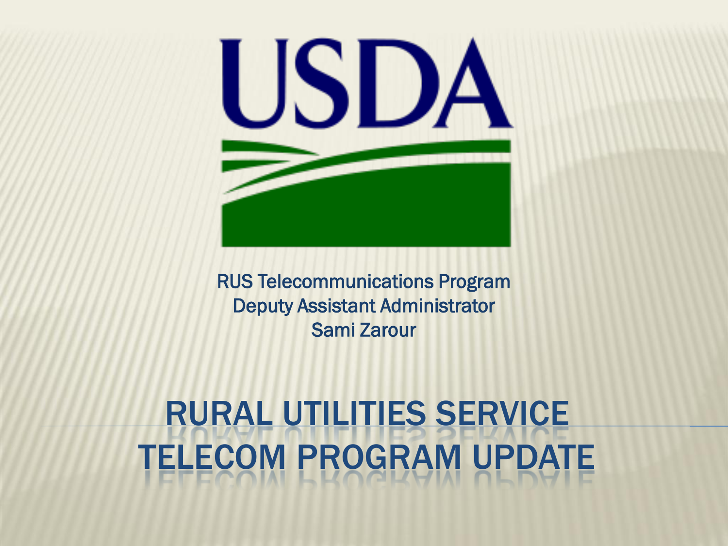USDA

RUS Telecommunications Program
Deputy Assistant Administrator
Sami Zarour

# RURAL UTILITIES SERVICE TELECOM PROGRAM UPDATE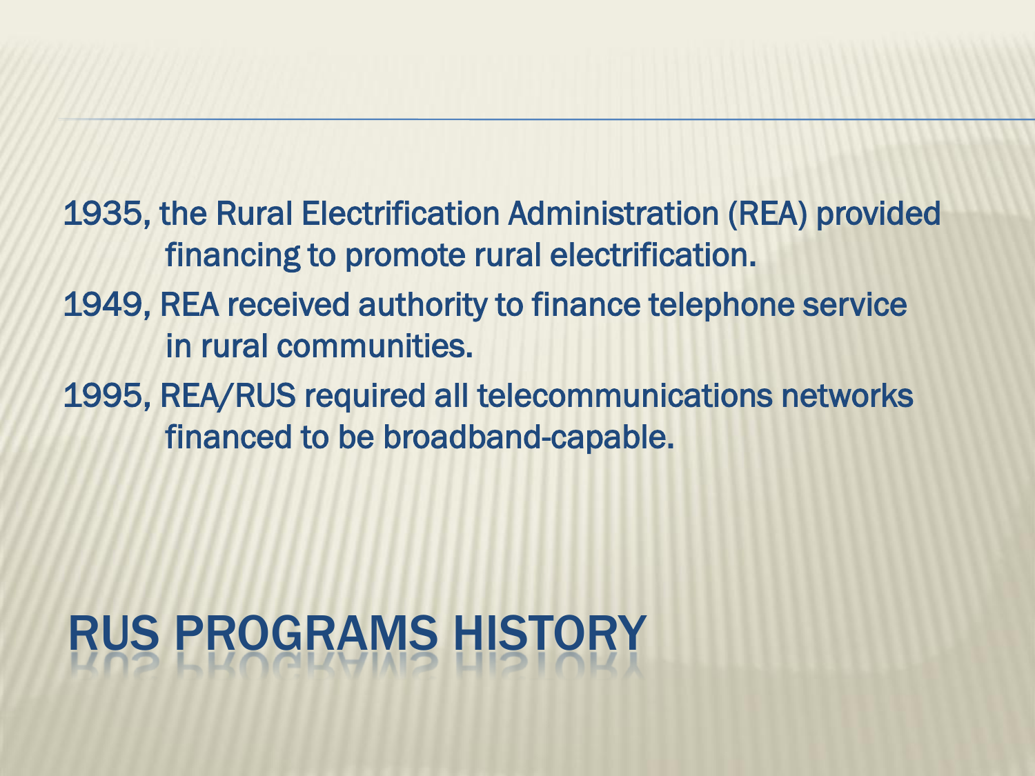# RUS PROGRAMS HISTORY

1935, the Rural Electrification Administration (REA) provided financing to promote rural electrification.

1949, REA received authority to finance telephone service in rural communities.

1995, REA/RUS required all telecommunications networks financed to be broadband-capable.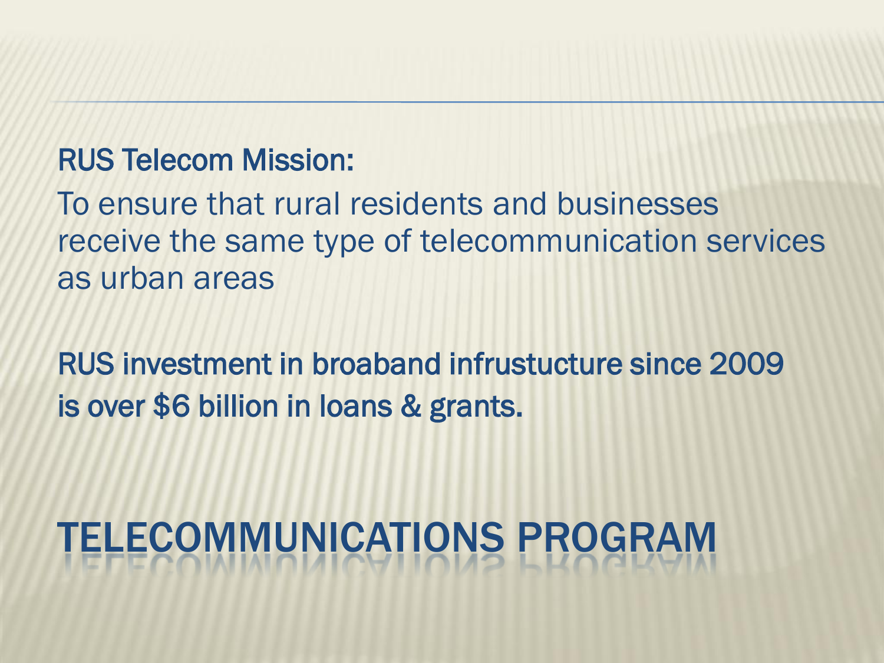# TELECOMMUNICATIONS PROGRAM

**RUS Telecom Mission:**

To ensure that rural residents and businesses receive the same type of telecommunication services as urban areas

**RUS investment in broaband infrustucture since 2009 is over $6 billion in loans & grants.**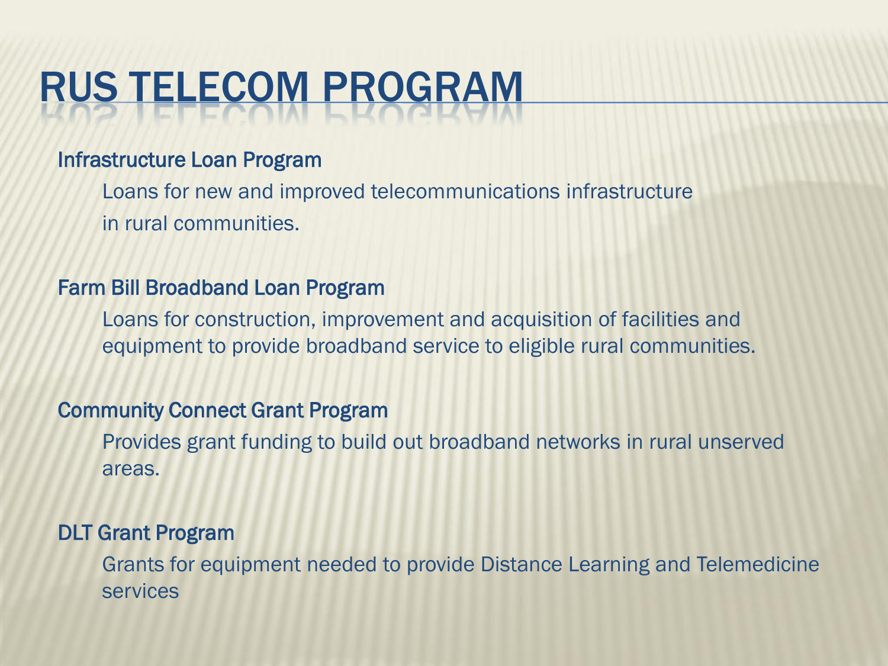# RUS TELECOM PROGRAM

### Infrastructure Loan Program

Loans for new and improved telecommunications infrastructure in rural communities.

### Farm Bill Broadband Loan Program

Loans for construction, improvement and acquisition of facilities and equipment to provide broadband service to eligible rural communities.

### Community Connect Grant Program

Provides grant funding to build out broadband networks in rural unserved areas.

### DLT Grant Program

Grants for equipment needed to provide Distance Learning and Telemedicine services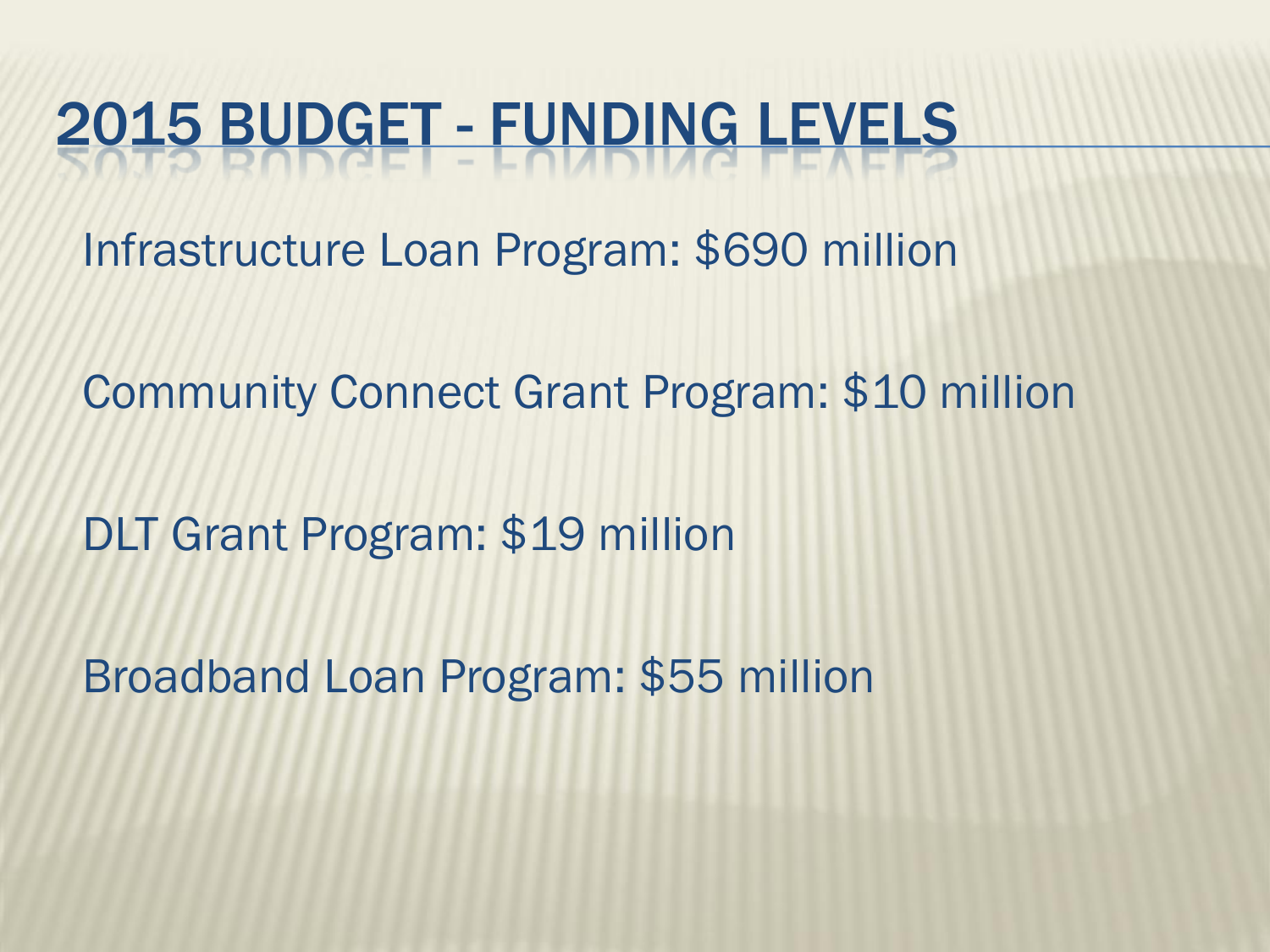# 2015 BUDGET - FUNDING LEVELS

Infrastructure Loan Program: $690 million

Community Connect Grant Program: $10 million

DLT Grant Program: $19 million

Broadband Loan Program: $55 million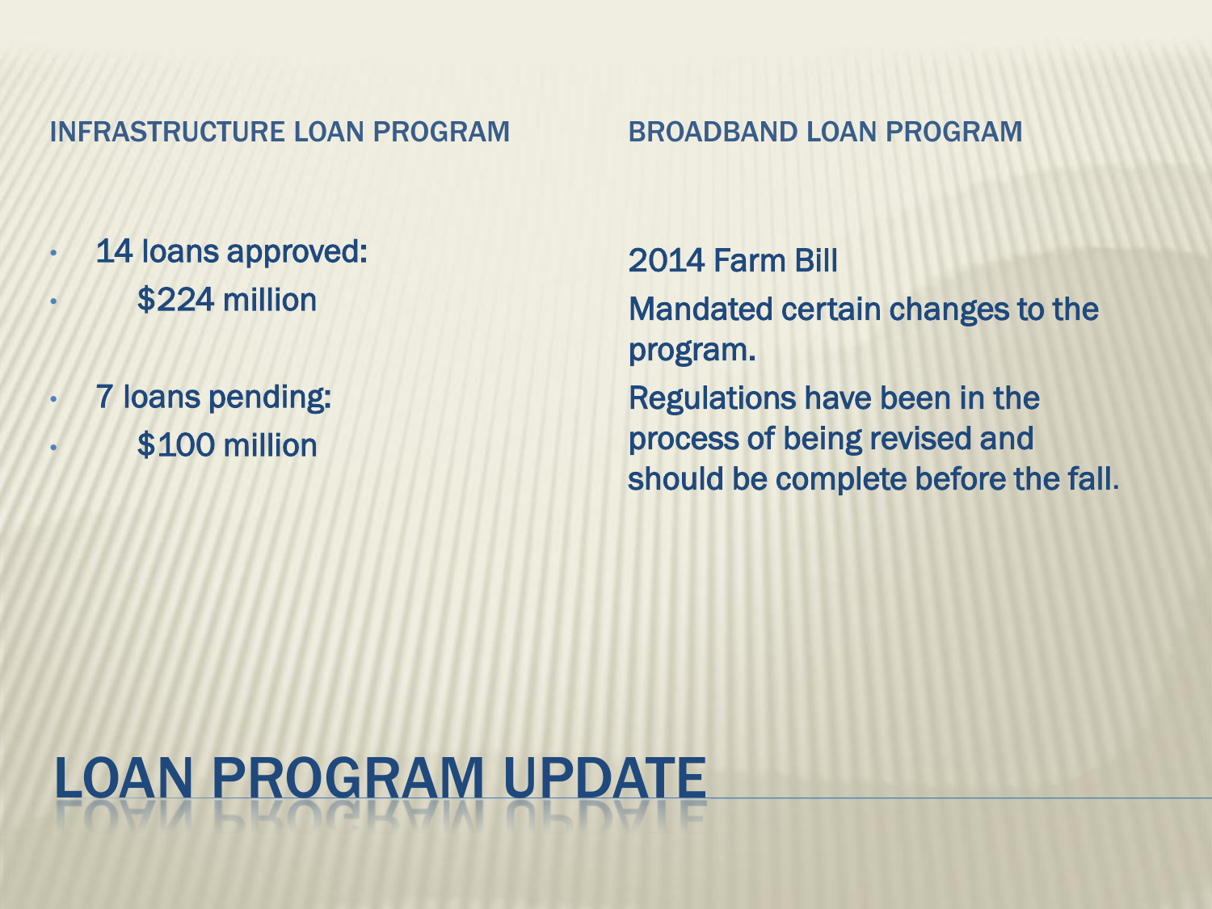# LOAN PROGRAM UPDATE

## INFRASTRUCTURE LOAN PROGRAM

- 14 loans approved:
- $224 million

- 7 loans pending:
- $100 million

## BROADBAND LOAN PROGRAM

2014 Farm Bill

Mandated certain changes to the program.

Regulations have been in the process of being revised and should be complete before the fall.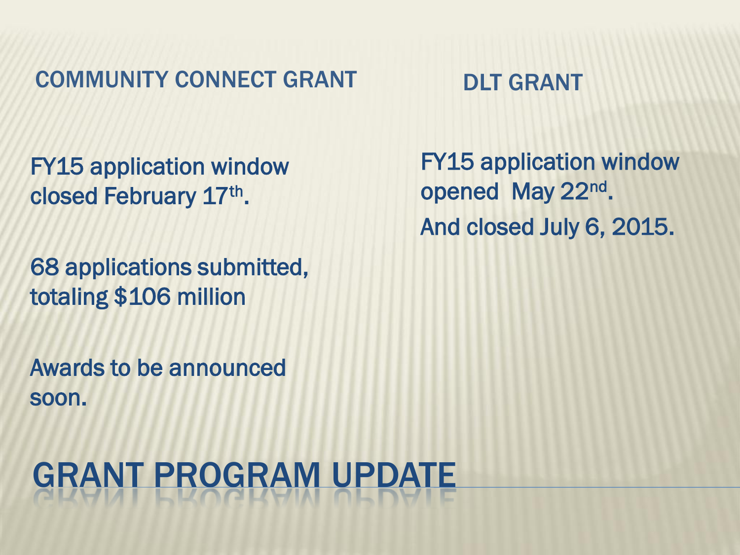# GRANT PROGRAM UPDATE

## COMMUNITY CONNECT GRANT

FY15 application window closed February 17th.

68 applications submitted, totaling $106 million

Awards to be announced soon.

## DLT GRANT

FY15 application window opened May 22nd.

And closed July 6, 2015.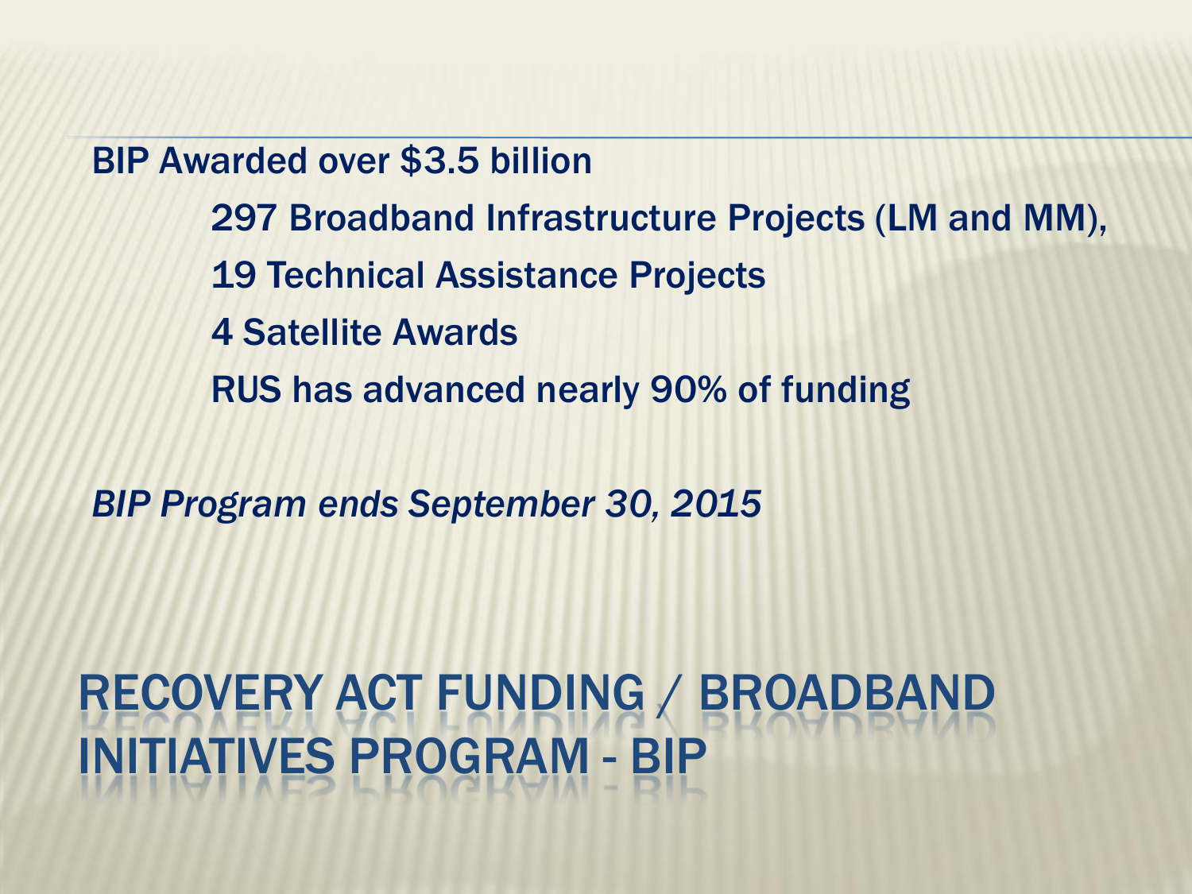# RECOVERY ACT FUNDING / BROADBAND INITIATIVES PROGRAM - BIP

BIP Awarded over $3.5 billion

- 297 Broadband Infrastructure Projects (LM and MM),
- 19 Technical Assistance Projects
- 4 Satellite Awards
- RUS has advanced nearly 90% of funding

*BIP Program ends September 30, 2015*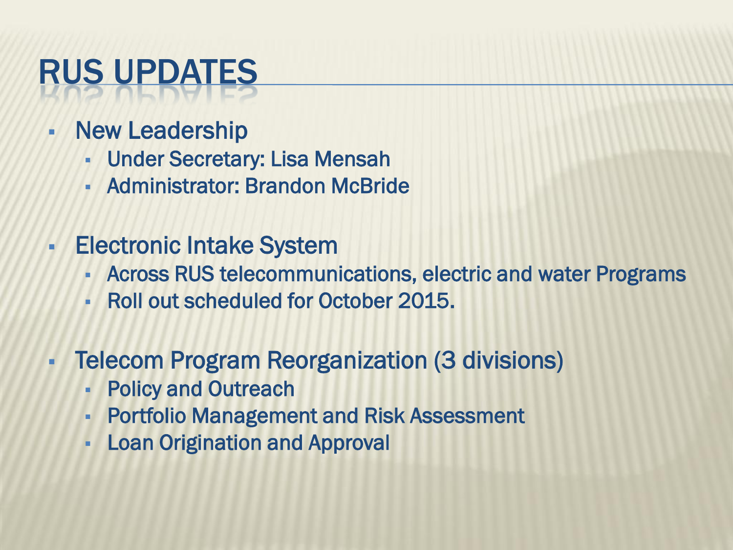# RUS UPDATES

- New Leadership
  - Under Secretary: Lisa Mensah
  - Administrator: Brandon McBride
- Electronic Intake System
  - Across RUS telecommunications, electric and water Programs
  - Roll out scheduled for October 2015.
- Telecom Program Reorganization (3 divisions)
  - Policy and Outreach
  - Portfolio Management and Risk Assessment
  - Loan Origination and Approval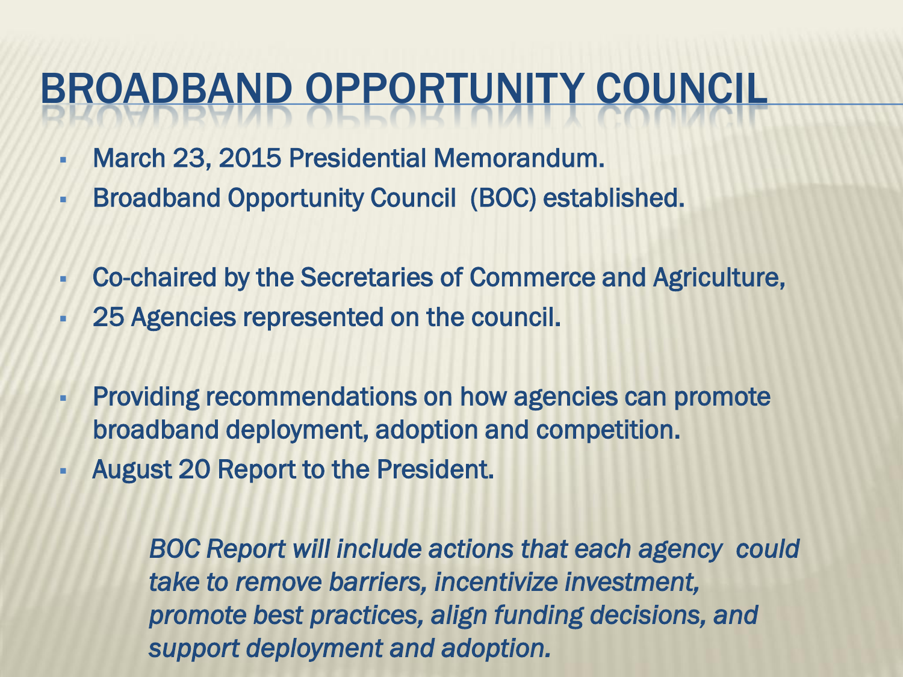# BROADBAND OPPORTUNITY COUNCIL

- March 23, 2015 Presidential Memorandum.
- Broadband Opportunity Council (BOC) established.

- Co-chaired by the Secretaries of Commerce and Agriculture,
- 25 Agencies represented on the council.

- Providing recommendations on how agencies can promote broadband deployment, adoption and competition.
- August 20 Report to the President.

*BOC Report will include actions that each agency could take to remove barriers, incentivize investment, promote best practices, align funding decisions, and support deployment and adoption.*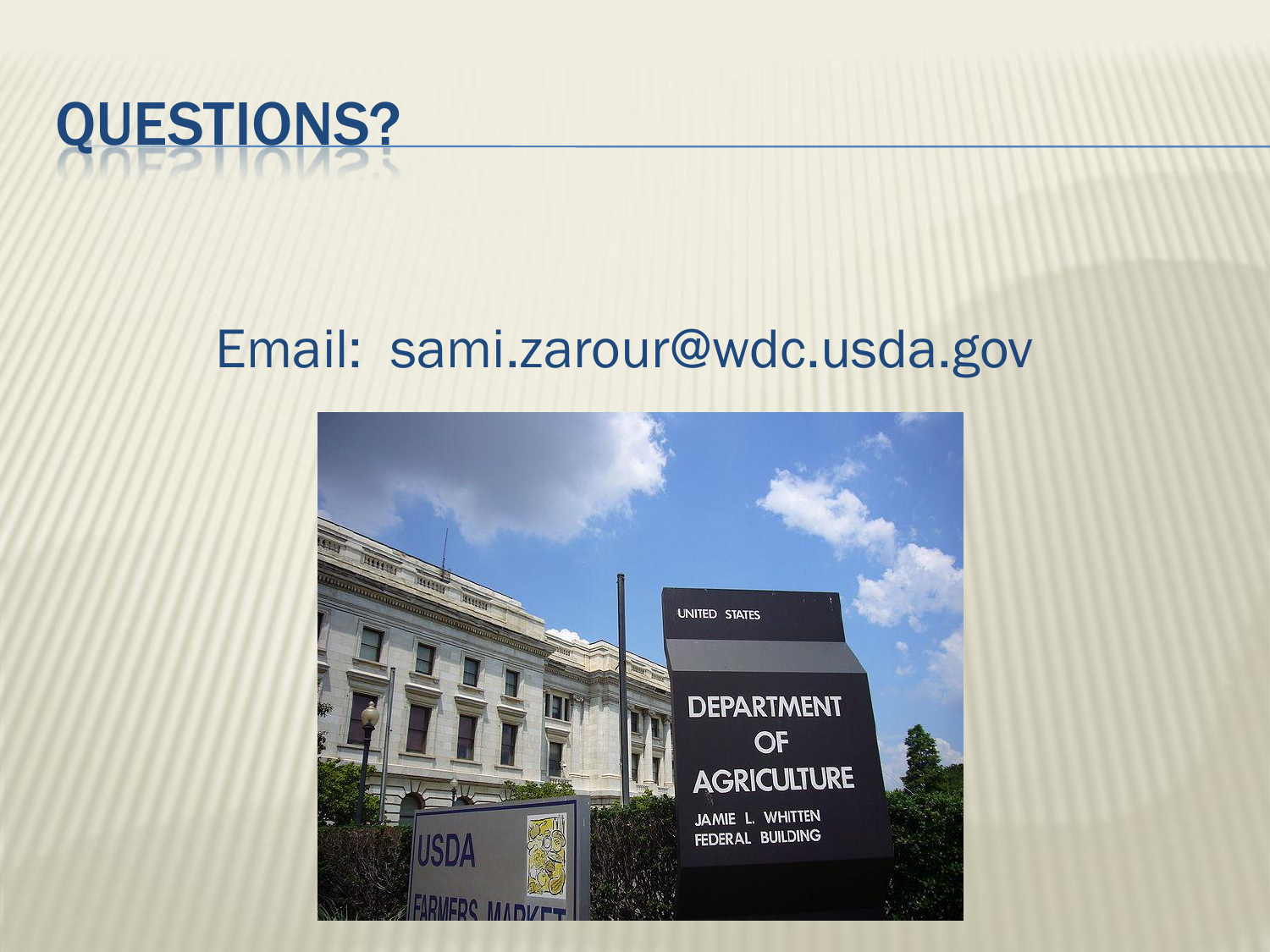# QUESTIONS?

Email: sami.zarour@wdc.usda.gov